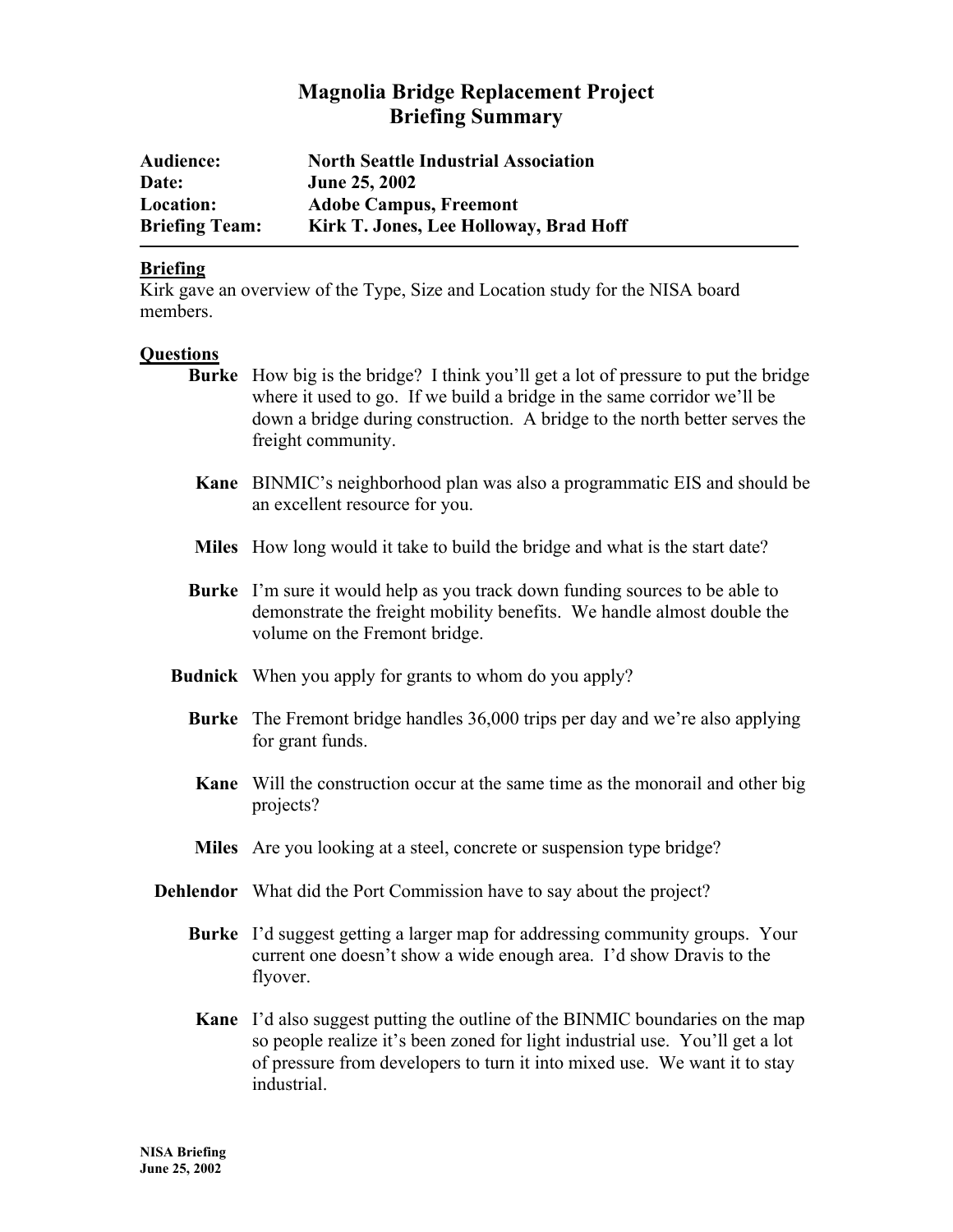# Magnolia Bridge Replacement Project
## Briefing Summary

| | |
|---|---|
| **Audience:** | **North Seattle Industrial Association** |
| **Date:** | **June 25, 2002** |
| **Location:** | **Adobe Campus, Freemont** |
| **Briefing Team:** | **Kirk T. Jones, Lee Holloway, Brad Hoff** |

---

**Briefing**

Kirk gave an overview of the Type, Size and Location study for the NISA board members.

**Questions**

**Burke** How big is the bridge? I think you'll get a lot of pressure to put the bridge where it used to go. If we build a bridge in the same corridor we'll be down a bridge during construction. A bridge to the north better serves the freight community.

**Kane** BINMIC's neighborhood plan was also a programmatic EIS and should be an excellent resource for you.

**Miles** How long would it take to build the bridge and what is the start date?

**Burke** I'm sure it would help as you track down funding sources to be able to demonstrate the freight mobility benefits. We handle almost double the volume on the Fremont bridge.

**Budnick** When you apply for grants to whom do you apply?

**Burke** The Fremont bridge handles 36,000 trips per day and we're also applying for grant funds.

**Kane** Will the construction occur at the same time as the monorail and other big projects?

**Miles** Are you looking at a steel, concrete or suspension type bridge?

**Dehlendor** What did the Port Commission have to say about the project?

**Burke** I'd suggest getting a larger map for addressing community groups. Your current one doesn't show a wide enough area. I'd show Dravis to the flyover.

**Kane** I'd also suggest putting the outline of the BINMIC boundaries on the map so people realize it's been zoned for light industrial use. You'll get a lot of pressure from developers to turn it into mixed use. We want it to stay industrial.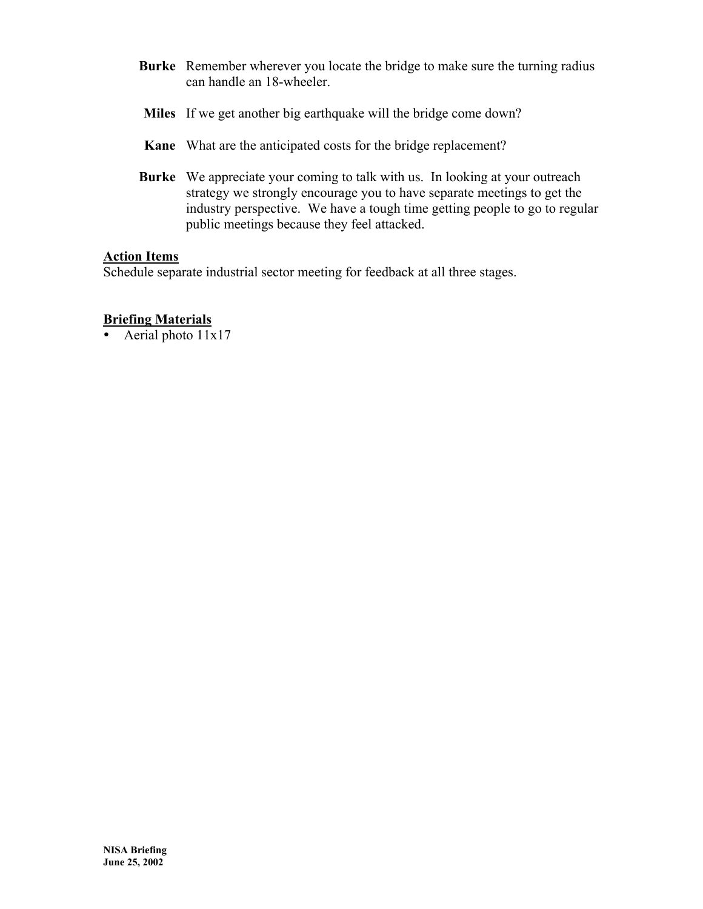**Burke** Remember wherever you locate the bridge to make sure the turning radius can handle an 18-wheeler.

**Miles** If we get another big earthquake will the bridge come down?

**Kane** What are the anticipated costs for the bridge replacement?

**Burke** We appreciate your coming to talk with us. In looking at your outreach strategy we strongly encourage you to have separate meetings to get the industry perspective. We have a tough time getting people to go to regular public meetings because they feel attacked.

## Action Items

Schedule separate industrial sector meeting for feedback at all three stages.

## Briefing Materials

- Aerial photo 11x17